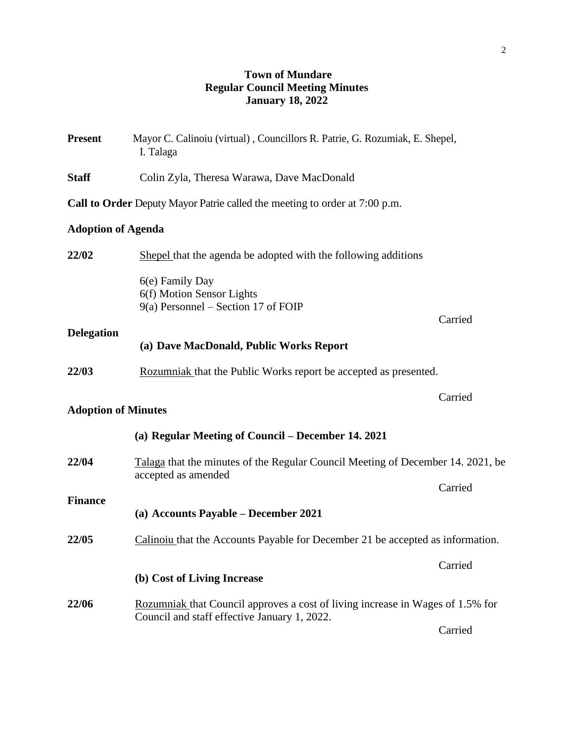# Town of Mundare
## Regular Council Meeting Minutes
### January 18, 2022

**Present** Mayor C. Calinoiu (virtual) , Councillors R. Patrie, G. Rozumiak, E. Shepel, I. Talaga

**Staff** Colin Zyla, Theresa Warawa, Dave MacDonald

**Call to Order** Deputy Mayor Patrie called the meeting to order at 7:00 p.m.

**Adoption of Agenda**

**22/02** Shepel that the agenda be adopted with the following additions

6(e) Family Day
6(f) Motion Sensor Lights
9(a) Personnel – Section 17 of FOIP

Carried

**Delegation**

**(a) Dave MacDonald, Public Works Report**

**22/03** Rozumniak that the Public Works report be accepted as presented.

Carried

**Adoption of Minutes**

**(a) Regular Meeting of Council – December 14. 2021**

**22/04** Talaga that the minutes of the Regular Council Meeting of December 14. 2021, be accepted as amended

Carried

**Finance**

**(a) Accounts Payable – December 2021**

**22/05** Calinoiu that the Accounts Payable for December 21 be accepted as information.

Carried

**(b) Cost of Living Increase**

**22/06** Rozumniak that Council approves a cost of living increase in Wages of 1.5% for Council and staff effective January 1, 2022.

Carried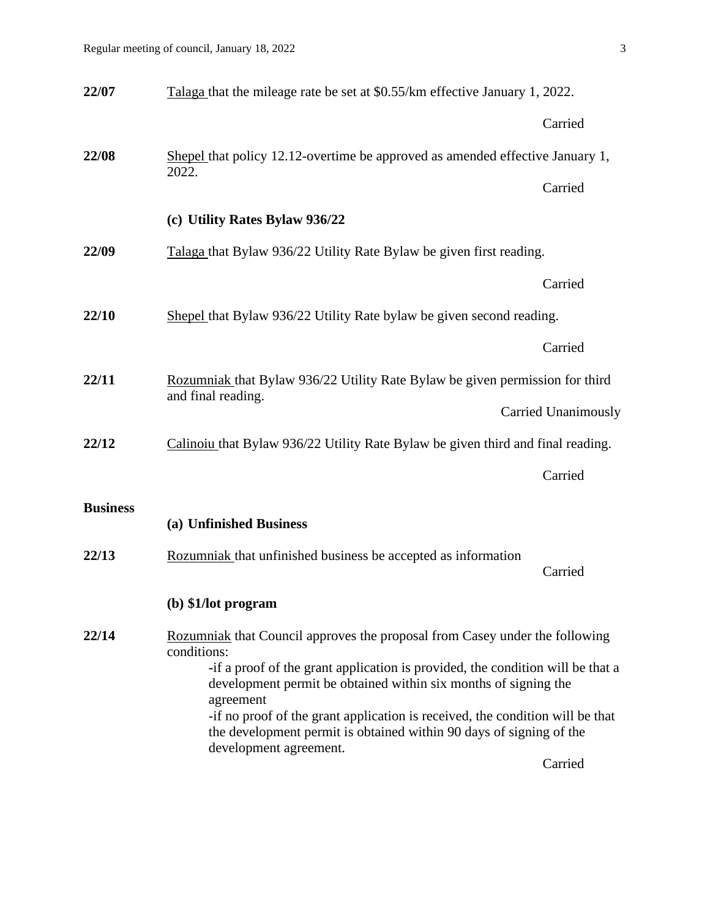**22/07** <u>Talaga</u> that the mileage rate be set at $0.55/km effective January 1, 2022.

Carried

**22/08** <u>Shepel</u> that policy 12.12-overtime be approved as amended effective January 1, 2022.

Carried

**(c) Utility Rates Bylaw 936/22**

**22/09** <u>Talaga</u> that Bylaw 936/22 Utility Rate Bylaw be given first reading.

Carried

**22/10** <u>Shepel</u> that Bylaw 936/22 Utility Rate bylaw be given second reading.

Carried

**22/11** <u>Rozumniak</u> that Bylaw 936/22 Utility Rate Bylaw be given permission for third and final reading.

Carried Unanimously

**22/12** <u>Calinoiu</u> that Bylaw 936/22 Utility Rate Bylaw be given third and final reading.

Carried

**Business**

**(a) Unfinished Business**

**22/13** <u>Rozumniak</u> that unfinished business be accepted as information

Carried

**(b) $1/lot program**

**22/14** <u>Rozumniak</u> that Council approves the proposal from Casey under the following conditions:

-if a proof of the grant application is provided, the condition will be that a development permit be obtained within six months of signing the agreement

-if no proof of the grant application is received, the condition will be that the development permit is obtained within 90 days of signing of the development agreement.

Carried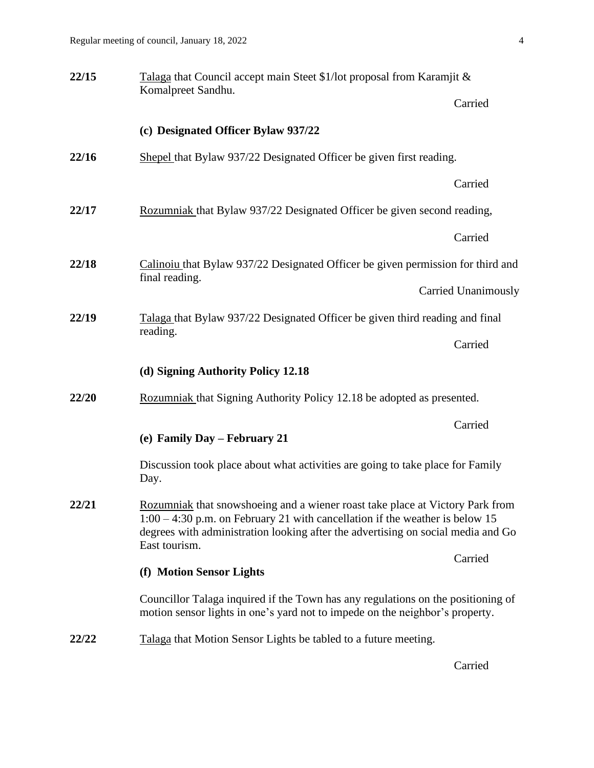**22/15** Talaga that Council accept main Steet $1/lot proposal from Karamjit & Komalpreet Sandhu.

Carried

**(c) Designated Officer Bylaw 937/22**

**22/16** Shepel that Bylaw 937/22 Designated Officer be given first reading.

Carried

**22/17** Rozumniak that Bylaw 937/22 Designated Officer be given second reading,

Carried

**22/18** Calinoiu that Bylaw 937/22 Designated Officer be given permission for third and final reading.

Carried Unanimously

**22/19** Talaga that Bylaw 937/22 Designated Officer be given third reading and final reading.

Carried

**(d) Signing Authority Policy 12.18**

**22/20** Rozumniak that Signing Authority Policy 12.18 be adopted as presented.

Carried

**(e) Family Day – February 21**

Discussion took place about what activities are going to take place for Family Day.

**22/21** Rozumniak that snowshoeing and a wiener roast take place at Victory Park from 1:00 – 4:30 p.m. on February 21 with cancellation if the weather is below 15 degrees with administration looking after the advertising on social media and Go East tourism.

Carried

**(f) Motion Sensor Lights**

Councillor Talaga inquired if the Town has any regulations on the positioning of motion sensor lights in one's yard not to impede on the neighbor's property.

**22/22** Talaga that Motion Sensor Lights be tabled to a future meeting.

Carried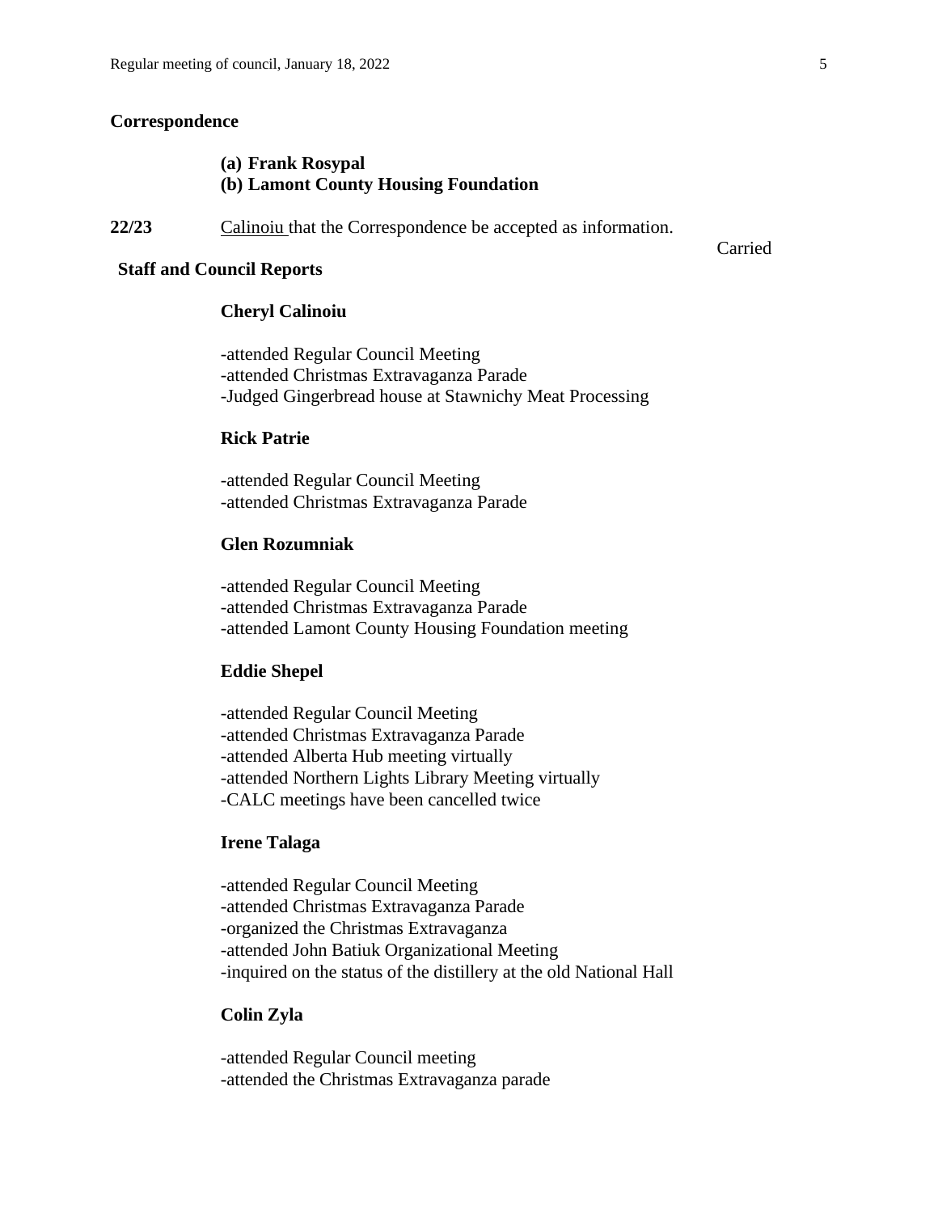**Correspondence**

**(a) Frank Rosypal**
**(b) Lamont County Housing Foundation**

**22/23** Calinoiu that the Correspondence be accepted as information.

Carried

**Staff and Council Reports**

**Cheryl Calinoiu**

-attended Regular Council Meeting
-attended Christmas Extravaganza Parade
-Judged Gingerbread house at Stawnichy Meat Processing

**Rick Patrie**

-attended Regular Council Meeting
-attended Christmas Extravaganza Parade

**Glen Rozumniak**

-attended Regular Council Meeting
-attended Christmas Extravaganza Parade
-attended Lamont County Housing Foundation meeting

**Eddie Shepel**

-attended Regular Council Meeting
-attended Christmas Extravaganza Parade
-attended Alberta Hub meeting virtually
-attended Northern Lights Library Meeting virtually
-CALC meetings have been cancelled twice

**Irene Talaga**

-attended Regular Council Meeting
-attended Christmas Extravaganza Parade
-organized the Christmas Extravaganza
-attended John Batiuk Organizational Meeting
-inquired on the status of the distillery at the old National Hall

**Colin Zyla**

-attended Regular Council meeting
-attended the Christmas Extravaganza parade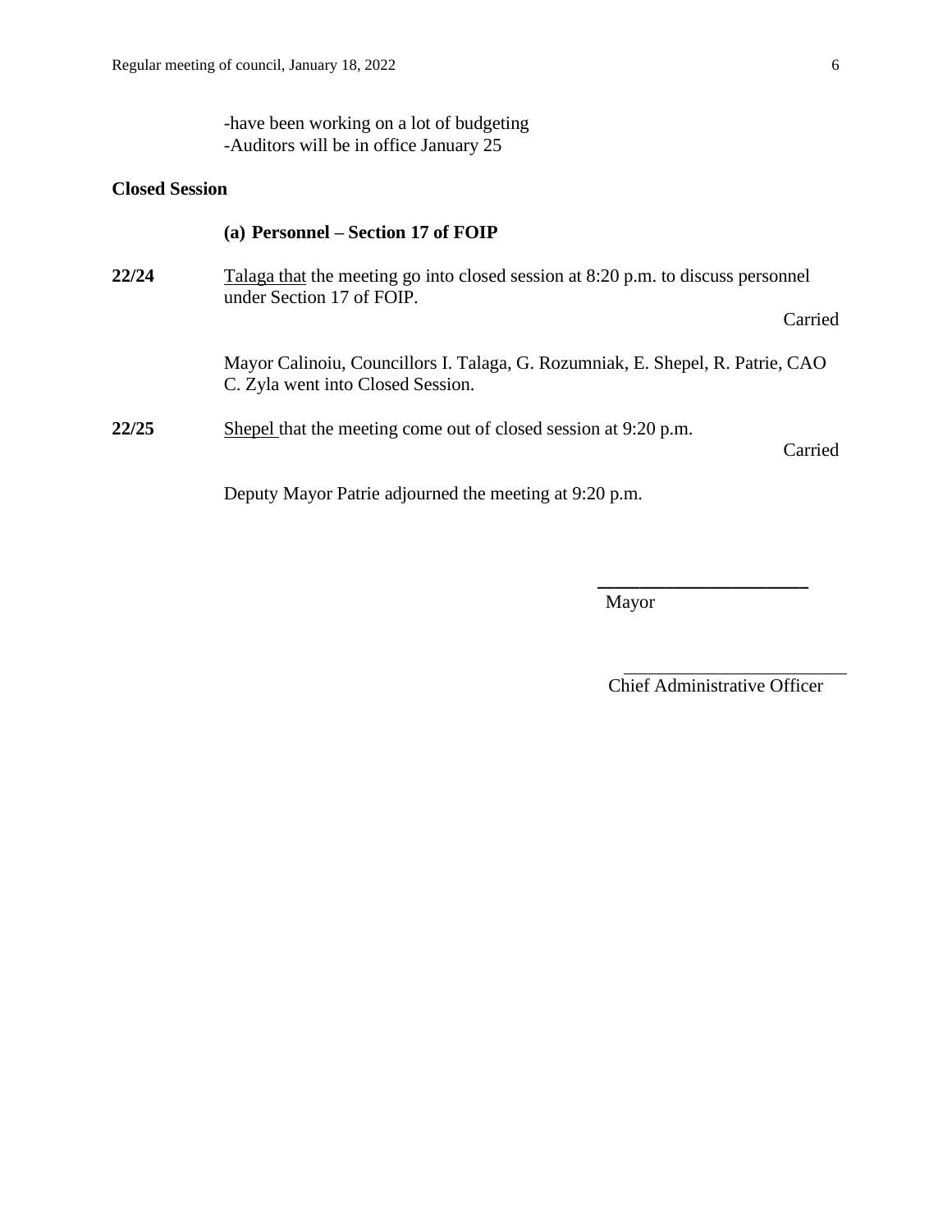-have been working on a lot of budgeting
-Auditors will be in office January 25

## Closed Session

**(a) Personnel – Section 17 of FOIP**

**22/24** Talaga that the meeting go into closed session at 8:20 p.m. to discuss personnel under Section 17 of FOIP.

Carried

Mayor Calinoiu, Councillors I. Talaga, G. Rozumniak, E. Shepel, R. Patrie, CAO C. Zyla went into Closed Session.

**22/25** Shepel that the meeting come out of closed session at 9:20 p.m.

Carried

Deputy Mayor Patrie adjourned the meeting at 9:20 p.m.

______________________
Mayor

______________________
Chief Administrative Officer